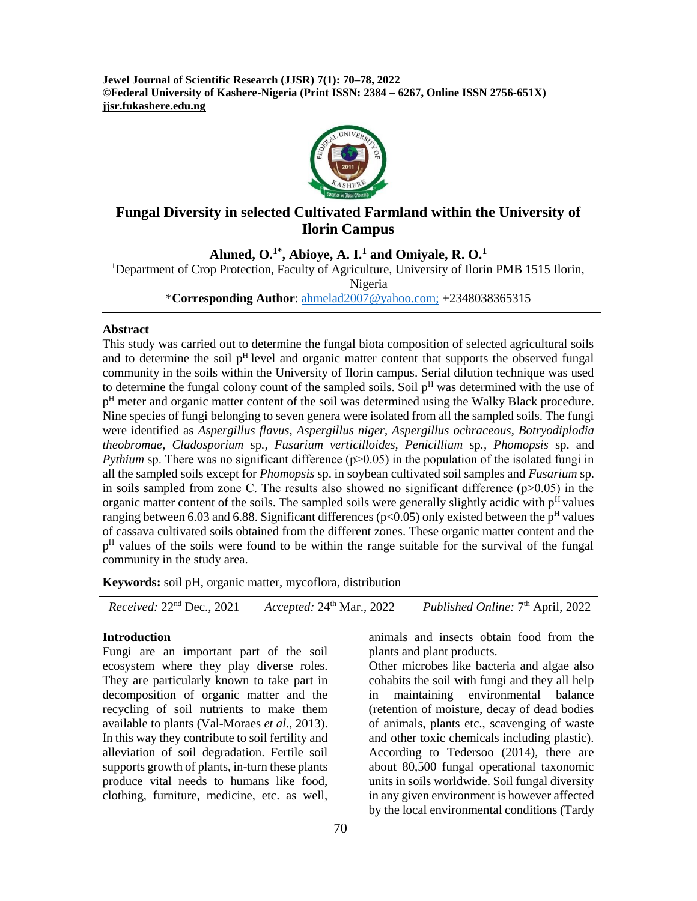# Fungal Diversity in selected Cultivated Farmland within the University of Ilorin Campus

**Ahmed, O.[1*], Abioye, A. I.[1] and Omiyale, R. O.[1]**

[1]Department of Crop Protection, Faculty of Agriculture, University of Ilorin PMB 1515 Ilorin, Nigeria

\***Corresponding Author**: ahmelad2007@yahoo.com; +2348038365315

## Abstract

This study was carried out to determine the fungal biota composition of selected agricultural soils and to determine the soil $p^H$ level and organic matter content that supports the observed fungal community in the soils within the University of Ilorin campus. Serial dilution technique was used to determine the fungal colony count of the sampled soils. Soil $p^H$ was determined with the use of $p^H$ meter and organic matter content of the soil was determined using the Walky Black procedure. Nine species of fungi belonging to seven genera were isolated from all the sampled soils. The fungi were identified as *Aspergillus flavus*, *Aspergillus niger*, *Aspergillus ochraceous*, *Botryodiplodia theobromae*, *Cladosporium* sp., *Fusarium verticilloides*, *Penicillium* sp., *Phomopsis* sp. and *Pythium* sp. There was no significant difference ($p>0.05$) in the population of the isolated fungi in all the sampled soils except for *Phomopsis* sp. in soybean cultivated soil samples and *Fusarium* sp. in soils sampled from zone C. The results also showed no significant difference ($p>0.05$) in the organic matter content of the soils. The sampled soils were generally slightly acidic with $p^H$ values ranging between 6.03 and 6.88. Significant differences ($p<0.05$) only existed between the $p^H$ values of cassava cultivated soils obtained from the different zones. These organic matter content and the $p^H$ values of the soils were found to be within the range suitable for the survival of the fungal community in the study area.

**Keywords:** soil pH, organic matter, mycoflora, distribution

*Received:* 22[nd] Dec., 2021 *Accepted:* 24[th] Mar., 2022 *Published Online:* 7[th] April, 2022

## Introduction

Fungi are an important part of the soil ecosystem where they play diverse roles. They are particularly known to take part in decomposition of organic matter and the recycling of soil nutrients to make them available to plants (Val-Moraes *et al*., 2013). In this way they contribute to soil fertility and alleviation of soil degradation. Fertile soil supports growth of plants, in-turn these plants produce vital needs to humans like food, clothing, furniture, medicine, etc. as well, animals and insects obtain food from the plants and plant products.

Other microbes like bacteria and algae also cohabits the soil with fungi and they all help in maintaining environmental balance (retention of moisture, decay of dead bodies of animals, plants etc., scavenging of waste and other toxic chemicals including plastic). According to Tedersoo (2014), there are about 80,500 fungal operational taxonomic units in soils worldwide. Soil fungal diversity in any given environment is however affected by the local environmental conditions (Tardy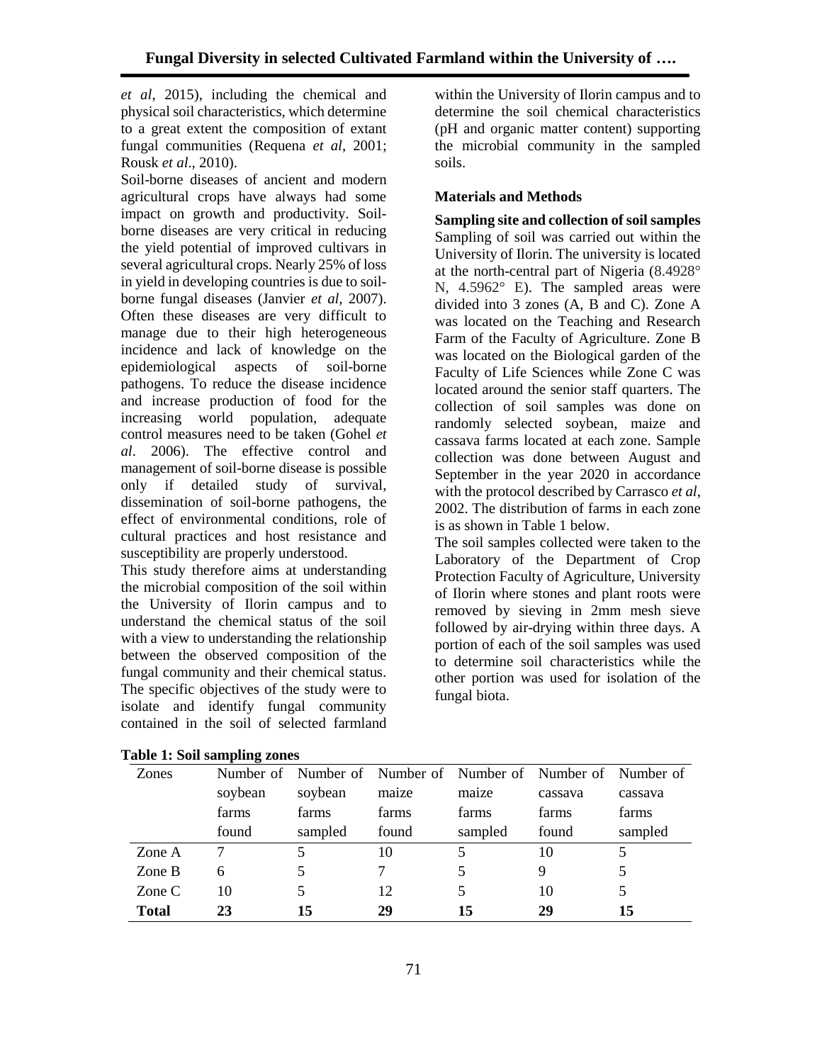*et al*, 2015), including the chemical and physical soil characteristics, which determine to a great extent the composition of extant fungal communities (Requena *et al*, 2001; Rousk *et al*., 2010).

Soil-borne diseases of ancient and modern agricultural crops have always had some impact on growth and productivity. Soil-borne diseases are very critical in reducing the yield potential of improved cultivars in several agricultural crops. Nearly 25% of loss in yield in developing countries is due to soil-borne fungal diseases (Janvier *et al*, 2007). Often these diseases are very difficult to manage due to their high heterogeneous incidence and lack of knowledge on the epidemiological aspects of soil-borne pathogens. To reduce the disease incidence and increase production of food for the increasing world population, adequate control measures need to be taken (Gohel *et al*. 2006). The effective control and management of soil-borne disease is possible only if detailed study of survival, dissemination of soil-borne pathogens, the effect of environmental conditions, role of cultural practices and host resistance and susceptibility are properly understood.

This study therefore aims at understanding the microbial composition of the soil within the University of Ilorin campus and to understand the chemical status of the soil with a view to understanding the relationship between the observed composition of the fungal community and their chemical status. The specific objectives of the study were to isolate and identify fungal community contained in the soil of selected farmland within the University of Ilorin campus and to determine the soil chemical characteristics (pH and organic matter content) supporting the microbial community in the sampled soils.

## Materials and Methods

**Sampling site and collection of soil samples**
Sampling of soil was carried out within the University of Ilorin. The university is located at the north-central part of Nigeria (8.4928° N, 4.5962° E). The sampled areas were divided into 3 zones (A, B and C). Zone A was located on the Teaching and Research Farm of the Faculty of Agriculture. Zone B was located on the Biological garden of the Faculty of Life Sciences while Zone C was located around the senior staff quarters. The collection of soil samples was done on randomly selected soybean, maize and cassava farms located at each zone. Sample collection was done between August and September in the year 2020 in accordance with the protocol described by Carrasco *et al*, 2002. The distribution of farms in each zone is as shown in Table 1 below.

The soil samples collected were taken to the Laboratory of the Department of Crop Protection Faculty of Agriculture, University of Ilorin where stones and plant roots were removed by sieving in 2mm mesh sieve followed by air-drying within three days. A portion of each of the soil samples was used to determine soil characteristics while the other portion was used for isolation of the fungal biota.

**Table 1: Soil sampling zones**

| Zones | Number of soybean farms found | Number of soybean farms sampled | Number of maize farms found | Number of maize farms sampled | Number of cassava farms found | Number of cassava farms sampled |
|---|---|---|---|---|---|---|
| Zone A | 7 | 5 | 10 | 5 | 10 | 5 |
| Zone B | 6 | 5 | 7 | 5 | 9 | 5 |
| Zone C | 10 | 5 | 12 | 5 | 10 | 5 |
| **Total** | **23** | **15** | **29** | **15** | **29** | **15** |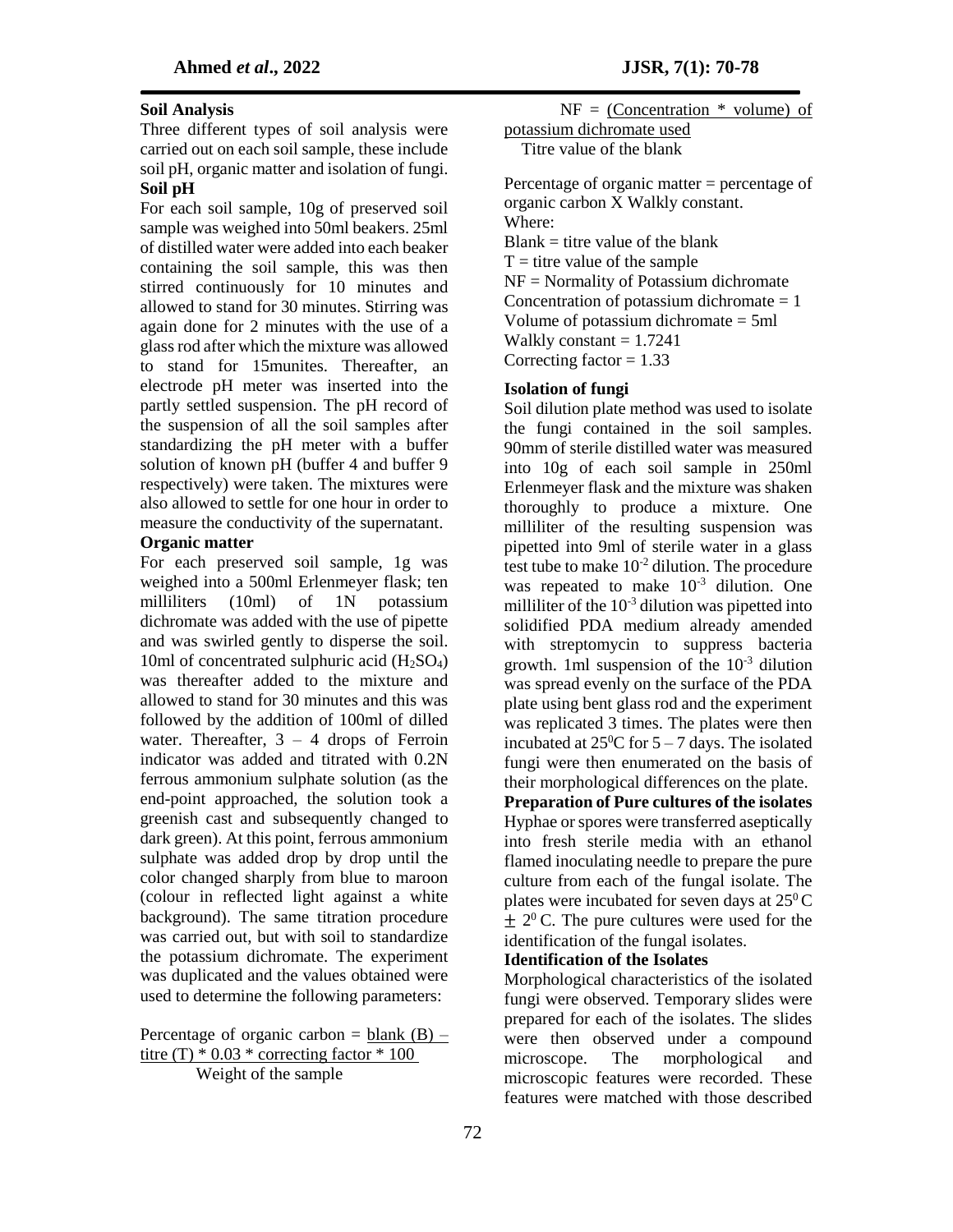### Soil Analysis

Three different types of soil analysis were carried out on each soil sample, these include soil pH, organic matter and isolation of fungi.

### Soil pH

For each soil sample, 10g of preserved soil sample was weighed into 50ml beakers. 25ml of distilled water were added into each beaker containing the soil sample, this was then stirred continuously for 10 minutes and allowed to stand for 30 minutes. Stirring was again done for 2 minutes with the use of a glass rod after which the mixture was allowed to stand for 15munites. Thereafter, an electrode pH meter was inserted into the partly settled suspension. The pH record of the suspension of all the soil samples after standardizing the pH meter with a buffer solution of known pH (buffer 4 and buffer 9 respectively) were taken. The mixtures were also allowed to settle for one hour in order to measure the conductivity of the supernatant.

### Organic matter

For each preserved soil sample, 1g was weighed into a 500ml Erlenmeyer flask; ten milliliters (10ml) of 1N potassium dichromate was added with the use of pipette and was swirled gently to disperse the soil. 10ml of concentrated sulphuric acid ($H_2SO_4$) was thereafter added to the mixture and allowed to stand for 30 minutes and this was followed by the addition of 100ml of dilled water. Thereafter, 3 – 4 drops of Ferroin indicator was added and titrated with 0.2N ferrous ammonium sulphate solution (as the end-point approached, the solution took a greenish cast and subsequently changed to dark green). At this point, ferrous ammonium sulphate was added drop by drop until the color changed sharply from blue to maroon (colour in reflected light against a white background). The same titration procedure was carried out, but with soil to standardize the potassium dichromate. The experiment was duplicated and the values obtained were used to determine the following parameters:

$$\text{Percentage of organic carbon} = \frac{\text{blank (B)} - \text{titre (T)} * 0.03 * \text{correcting factor} * 100}{\text{Weight of the sample}}$$

$$\text{NF} = \frac{\text{(Concentration * volume) of potassium dichromate used}}{\text{Titre value of the blank}}$$

Percentage of organic matter = percentage of organic carbon X Walkly constant.

Where:

Blank = titre value of the blank

T = titre value of the sample

NF = Normality of Potassium dichromate

Concentration of potassium dichromate = 1

Volume of potassium dichromate = 5ml

Walkly constant = 1.7241

Correcting factor = 1.33

### Isolation of fungi

Soil dilution plate method was used to isolate the fungi contained in the soil samples. 90mm of sterile distilled water was measured into 10g of each soil sample in 250ml Erlenmeyer flask and the mixture was shaken thoroughly to produce a mixture. One milliliter of the resulting suspension was pipetted into 9ml of sterile water in a glass test tube to make $10^{-2}$ dilution. The procedure was repeated to make $10^{-3}$ dilution. One milliliter of the $10^{-3}$ dilution was pipetted into solidified PDA medium already amended with streptomycin to suppress bacteria growth. 1ml suspension of the $10^{-3}$ dilution was spread evenly on the surface of the PDA plate using bent glass rod and the experiment was replicated 3 times. The plates were then incubated at $25^0$C for 5 – 7 days. The isolated fungi were then enumerated on the basis of their morphological differences on the plate.

### Preparation of Pure cultures of the isolates

Hyphae or spores were transferred aseptically into fresh sterile media with an ethanol flamed inoculating needle to prepare the pure culture from each of the fungal isolate. The plates were incubated for seven days at $25^0$ C $\pm$ $2^0$ C. The pure cultures were used for the identification of the fungal isolates.

### Identification of the Isolates

Morphological characteristics of the isolated fungi were observed. Temporary slides were prepared for each of the isolates. The slides were then observed under a compound microscope. The morphological and microscopic features were recorded. These features were matched with those described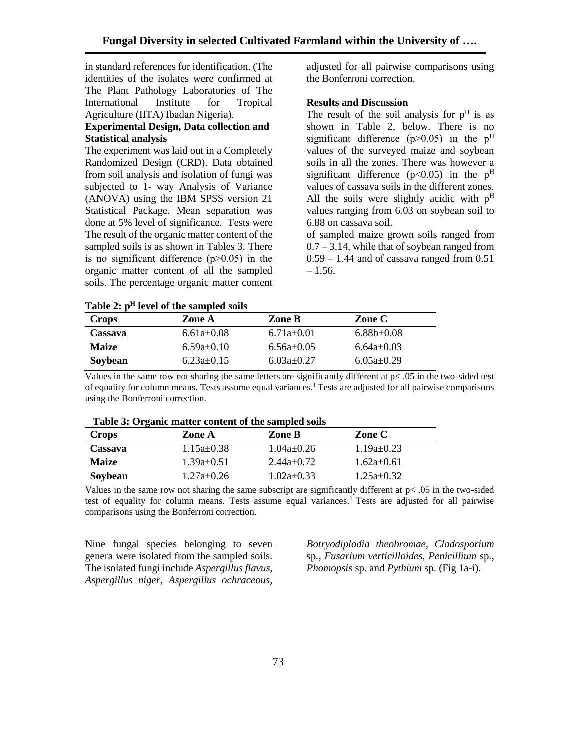in standard references for identification. (The identities of the isolates were confirmed at The Plant Pathology Laboratories of The International Institute for Tropical Agriculture (IITA) Ibadan Nigeria).

**Experimental Design, Data collection and Statistical analysis**

The experiment was laid out in a Completely Randomized Design (CRD). Data obtained from soil analysis and isolation of fungi was subjected to 1- way Analysis of Variance (ANOVA) using the IBM SPSS version 21 Statistical Package. Mean separation was done at 5% level of significance. Tests were The result of the organic matter content of the sampled soils is as shown in Tables 3. There is no significant difference ($p>0.05$) in the organic matter content of all the sampled soils. The percentage organic matter content adjusted for all pairwise comparisons using the Bonferroni correction.

**Results and Discussion**

The result of the soil analysis for $p^H$ is as shown in Table 2, below. There is no significant difference ($p>0.05$) in the $p^H$ values of the surveyed maize and soybean soils in all the zones. There was however a significant difference ($p<0.05$) in the $p^H$ values of cassava soils in the different zones. All the soils were slightly acidic with $p^H$ values ranging from 6.03 on soybean soil to 6.88 on cassava soil.

of sampled maize grown soils ranged from 0.7 – 3.14, while that of soybean ranged from 0.59 – 1.44 and of cassava ranged from 0.51 – 1.56.

**Table 2: $p^H$ level of the sampled soils**

| Crops | Zone A | Zone B | Zone C |
|---|---|---|---|
| **Cassava** | 6.61a±0.08 | 6.71a±0.01 | 6.88b±0.08 |
| **Maize** | 6.59a±0.10 | 6.56a±0.05 | 6.64a±0.03 |
| **Soybean** | 6.23a±0.15 | 6.03a±0.27 | 6.05a±0.29 |

Values in the same row not sharing the same letters are significantly different at $p< .05$ in the two-sided test of equality for column means. Tests assume equal variances.[1] Tests are adjusted for all pairwise comparisons using the Bonferroni correction.

**Table 3: Organic matter content of the sampled soils**

| Crops | Zone A | Zone B | Zone C |
|---|---|---|---|
| **Cassava** | 1.15a±0.38 | 1.04a±0.26 | 1.19a±0.23 |
| **Maize** | 1.39a±0.51 | 2.44a±0.72 | 1.62a±0.61 |
| **Soybean** | 1.27a±0.26 | 1.02a±0.33 | 1.25a±0.32 |

Values in the same row not sharing the same subscript are significantly different at $p< .05$ in the two-sided test of equality for column means. Tests assume equal variances.[1] Tests are adjusted for all pairwise comparisons using the Bonferroni correction.

Nine fungal species belonging to seven genera were isolated from the sampled soils. The isolated fungi include *Aspergillus flavus, Aspergillus niger, Aspergillus ochraceous, Botryodiplodia theobromae, Cladosporium* sp.*, Fusarium verticilloides, Penicillium* sp.*, Phomopsis* sp. and *Pythium* sp. (Fig 1a-i).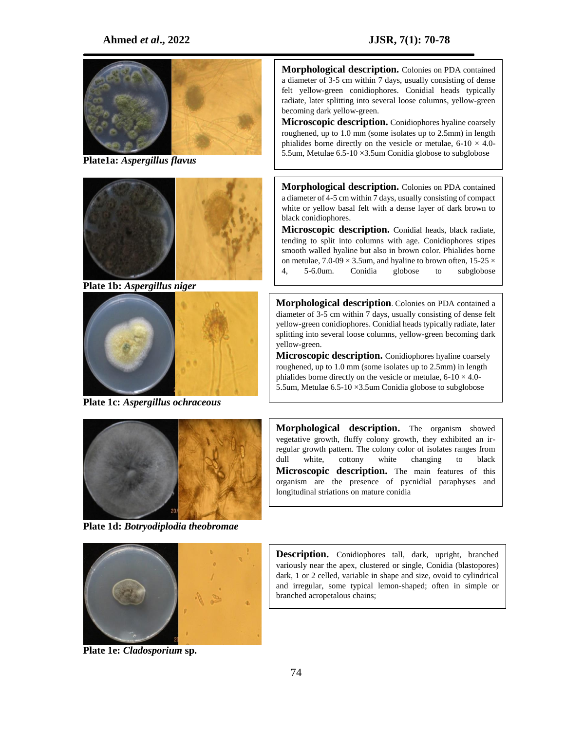Plate1a: *Aspergillus flavus*

**Morphological description.** Colonies on PDA contained a diameter of 3-5 cm within 7 days, usually consisting of dense felt yellow-green conidiophores. Conidial heads typically radiate, later splitting into several loose columns, yellow-green becoming dark yellow-green.

**Microscopic description.** Conidiophores hyaline coarsely roughened, up to 1.0 mm (some isolates up to 2.5mm) in length phialides borne directly on the vesicle or metulae, 6-10 × 4.0-5.5um, Metulae 6.5-10 ×3.5um Conidia globose to subglobose

Plate 1b: *Aspergillus niger*

**Morphological description.** Colonies on PDA contained a diameter of 4-5 cm within 7 days, usually consisting of compact white or yellow basal felt with a dense layer of dark brown to black conidiophores.

**Microscopic description.** Conidial heads, black radiate, tending to split into columns with age. Conidiophores stipes smooth walled hyaline but also in brown color. Phialides borne on metulae, 7.0-09 × 3.5um, and hyaline to brown often, 15-25 × 4, 5-6.0um. Conidia globose to subglobose

Plate 1c: *Aspergillus ochraceous*

**Morphological description**. Colonies on PDA contained a diameter of 3-5 cm within 7 days, usually consisting of dense felt yellow-green conidiophores. Conidial heads typically radiate, later splitting into several loose columns, yellow-green becoming dark yellow-green.

**Microscopic description.** Conidiophores hyaline coarsely roughened, up to 1.0 mm (some isolates up to 2.5mm) in length phialides borne directly on the vesicle or metulae, 6-10 × 4.0-5.5um, Metulae 6.5-10 ×3.5um Conidia globose to subglobose

Plate 1d: *Botryodiplodia theobromae*

**Morphological description.** The organism showed vegetative growth, fluffy colony growth, they exhibited an irregular growth pattern. The colony color of isolates ranges from dull white, cottony white changing to black

**Microscopic description.** The main features of this organism are the presence of pycnidial paraphyses and longitudinal striations on mature conidia

Plate 1e: *Cladosporium* sp.

**Description.** Conidiophores tall, dark, upright, branched variously near the apex, clustered or single, Conidia (blastopores) dark, 1 or 2 celled, variable in shape and size, ovoid to cylindrical and irregular, some typical lemon-shaped; often in simple or branched acropetalous chains;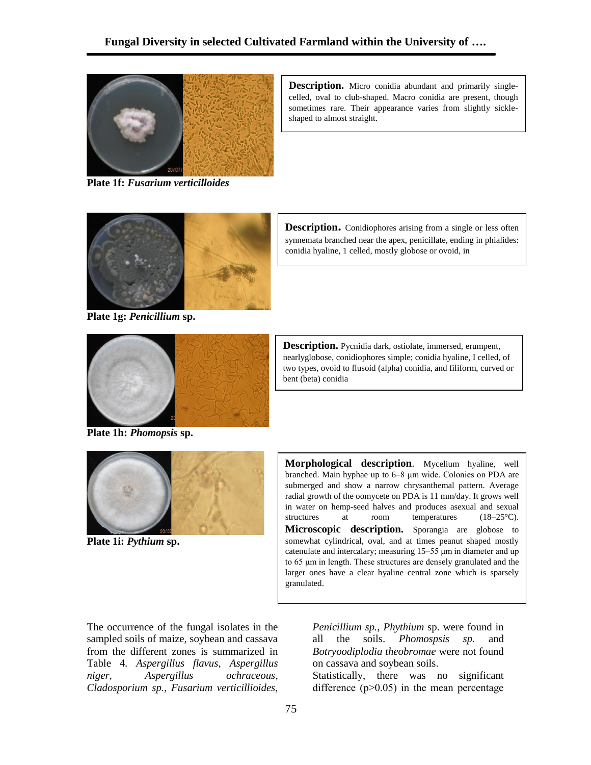**Plate 1f:** ***Fusarium verticilloides***

**Description.** Micro conidia abundant and primarily single-celled, oval to club-shaped. Macro conidia are present, though sometimes rare. Their appearance varies from slightly sickle-shaped to almost straight.

**Plate 1g:** ***Penicillium*** **sp.**

**Description.** Conidiophores arising from a single or less often synnemata branched near the apex, penicillate, ending in phialides: conidia hyaline, 1 celled, mostly globose or ovoid, in

**Plate 1h:** ***Phomopsis*** **sp.**

**Description.** Pycnidia dark, ostiolate, immersed, erumpent, nearlyglobose, conidiophores simple; conidia hyaline, I celled, of two types, ovoid to flusoid (alpha) conidia, and filiform, curved or bent (beta) conidia

**Plate 1i:** ***Pythium*** **sp.**

**Morphological description**. Mycelium hyaline, well branched. Main hyphae up to 6–8 μm wide. Colonies on PDA are submerged and show a narrow chrysanthemal pattern. Average radial growth of the oomycete on PDA is 11 mm/day. It grows well in water on hemp-seed halves and produces asexual and sexual structures at room temperatures (18–25°C). **Microscopic description.** Sporangia are globose to somewhat cylindrical, oval, and at times peanut shaped mostly catenulate and intercalary; measuring 15–55 μm in diameter and up to 65 μm in length. These structures are densely granulated and the larger ones have a clear hyaline central zone which is sparsely granulated.

The occurrence of the fungal isolates in the sampled soils of maize, soybean and cassava from the different zones is summarized in Table 4. *Aspergillus flavus*, *Aspergillus niger*, *Aspergillus ochraceous*, *Cladosporium sp.*, *Fusarium verticillioides*, *Penicillium sp.*, *Phythium* sp. were found in all the soils. *Phomospsis sp.* and *Botryoodiplodia theobromae* were not found on cassava and soybean soils.

Statistically, there was no significant difference ($p>0.05$) in the mean percentage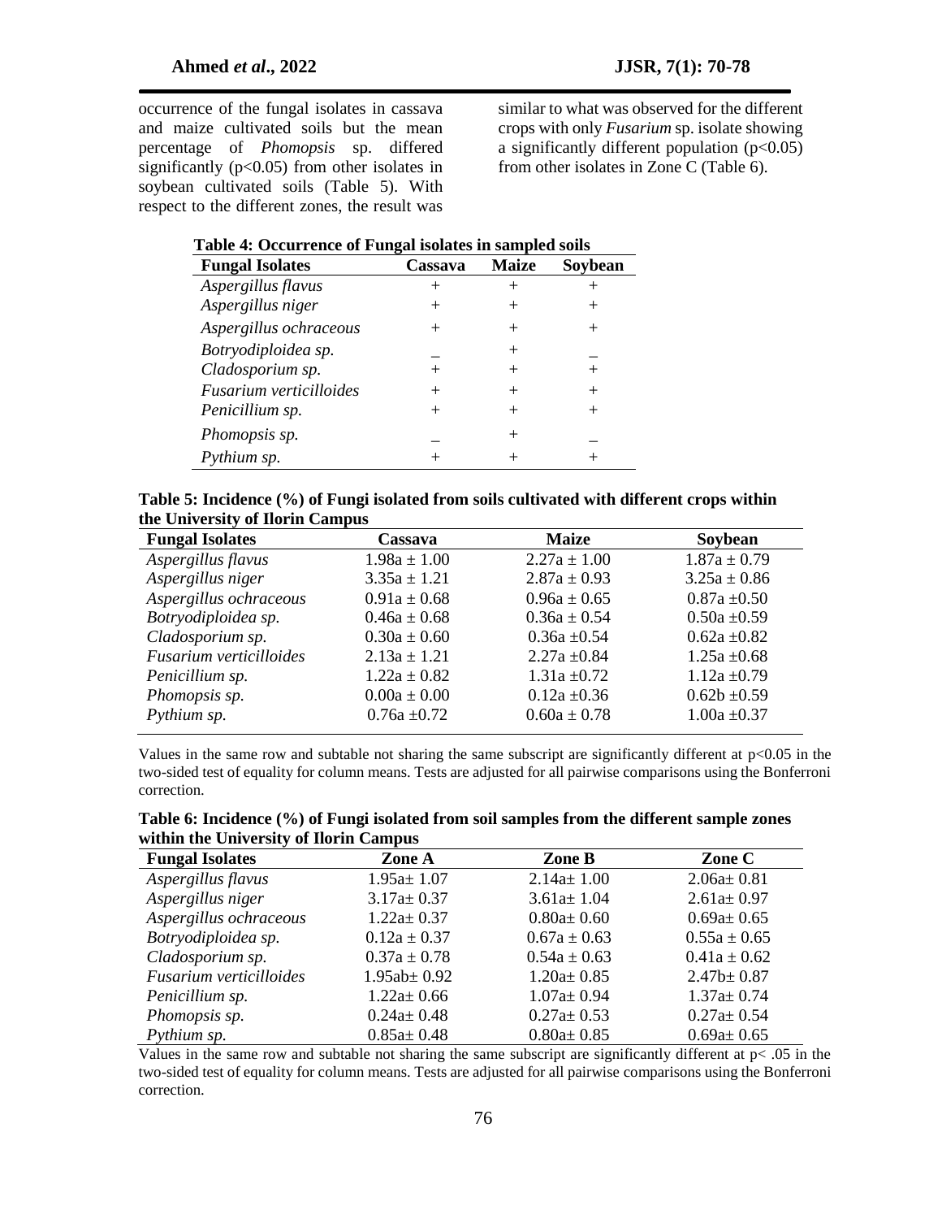occurrence of the fungal isolates in cassava and maize cultivated soils but the mean percentage of *Phomopsis* sp. differed significantly ($p<0.05$) from other isolates in soybean cultivated soils (Table 5). With respect to the different zones, the result was similar to what was observed for the different crops with only *Fusarium* sp. isolate showing a significantly different population ($p<0.05$) from other isolates in Zone C (Table 6).

**Table 4: Occurrence of Fungal isolates in sampled soils**

| Fungal Isolates | Cassava | Maize | Soybean |
|---|---|---|---|
| *Aspergillus flavus* | + | + | + |
| *Aspergillus niger* | + | + | + |
| *Aspergillus ochraceous* | + | + | + |
| *Botryodiploidea sp.* | _ | + | _ |
| *Cladosporium sp.* | + | + | + |
| *Fusarium verticilloides* | + | + | + |
| *Penicillium sp.* | + | + | + |
| *Phomopsis sp.* | _ | + | _ |
| *Pythium sp.* | + | + | + |

**Table 5: Incidence (%) of Fungi isolated from soils cultivated with different crops within the University of Ilorin Campus**

| Fungal Isolates | Cassava | Maize | Soybean |
|---|---|---|---|
| *Aspergillus flavus* | 1.98a ± 1.00 | 2.27a ± 1.00 | 1.87a ± 0.79 |
| *Aspergillus niger* | 3.35a ± 1.21 | 2.87a ± 0.93 | 3.25a ± 0.86 |
| *Aspergillus ochraceous* | 0.91a ± 0.68 | 0.96a ± 0.65 | 0.87a ±0.50 |
| *Botryodiploidea sp.* | 0.46a ± 0.68 | 0.36a ± 0.54 | 0.50a ±0.59 |
| *Cladosporium sp.* | 0.30a ± 0.60 | 0.36a ±0.54 | 0.62a ±0.82 |
| *Fusarium verticilloides* | 2.13a ± 1.21 | 2.27a ±0.84 | 1.25a ±0.68 |
| *Penicillium sp.* | 1.22a ± 0.82 | 1.31a ±0.72 | 1.12a ±0.79 |
| *Phomopsis sp.* | 0.00a ± 0.00 | 0.12a ±0.36 | 0.62b ±0.59 |
| *Pythium sp.* | 0.76a ±0.72 | 0.60a ± 0.78 | 1.00a ±0.37 |

Values in the same row and subtable not sharing the same subscript are significantly different at $p<0.05$ in the two-sided test of equality for column means. Tests are adjusted for all pairwise comparisons using the Bonferroni correction.

**Table 6: Incidence (%) of Fungi isolated from soil samples from the different sample zones within the University of Ilorin Campus**

| Fungal Isolates | Zone A | Zone B | Zone C |
|---|---|---|---|
| *Aspergillus flavus* | 1.95a± 1.07 | 2.14a± 1.00 | 2.06a± 0.81 |
| *Aspergillus niger* | 3.17a± 0.37 | 3.61a± 1.04 | 2.61a± 0.97 |
| *Aspergillus ochraceous* | 1.22a± 0.37 | 0.80a± 0.60 | 0.69a± 0.65 |
| *Botryodiploidea sp.* | 0.12a ± 0.37 | 0.67a ± 0.63 | 0.55a ± 0.65 |
| *Cladosporium sp.* | 0.37a ± 0.78 | 0.54a ± 0.63 | 0.41a ± 0.62 |
| *Fusarium verticilloides* | 1.95ab± 0.92 | 1.20a± 0.85 | 2.47b± 0.87 |
| *Penicillium sp.* | 1.22a± 0.66 | 1.07a± 0.94 | 1.37a± 0.74 |
| *Phomopsis sp.* | 0.24a± 0.48 | 0.27a± 0.53 | 0.27a± 0.54 |
| *Pythium sp.* | 0.85a± 0.48 | 0.80a± 0.85 | 0.69a± 0.65 |

Values in the same row and subtable not sharing the same subscript are significantly different at $p< .05$ in the two-sided test of equality for column means. Tests are adjusted for all pairwise comparisons using the Bonferroni correction.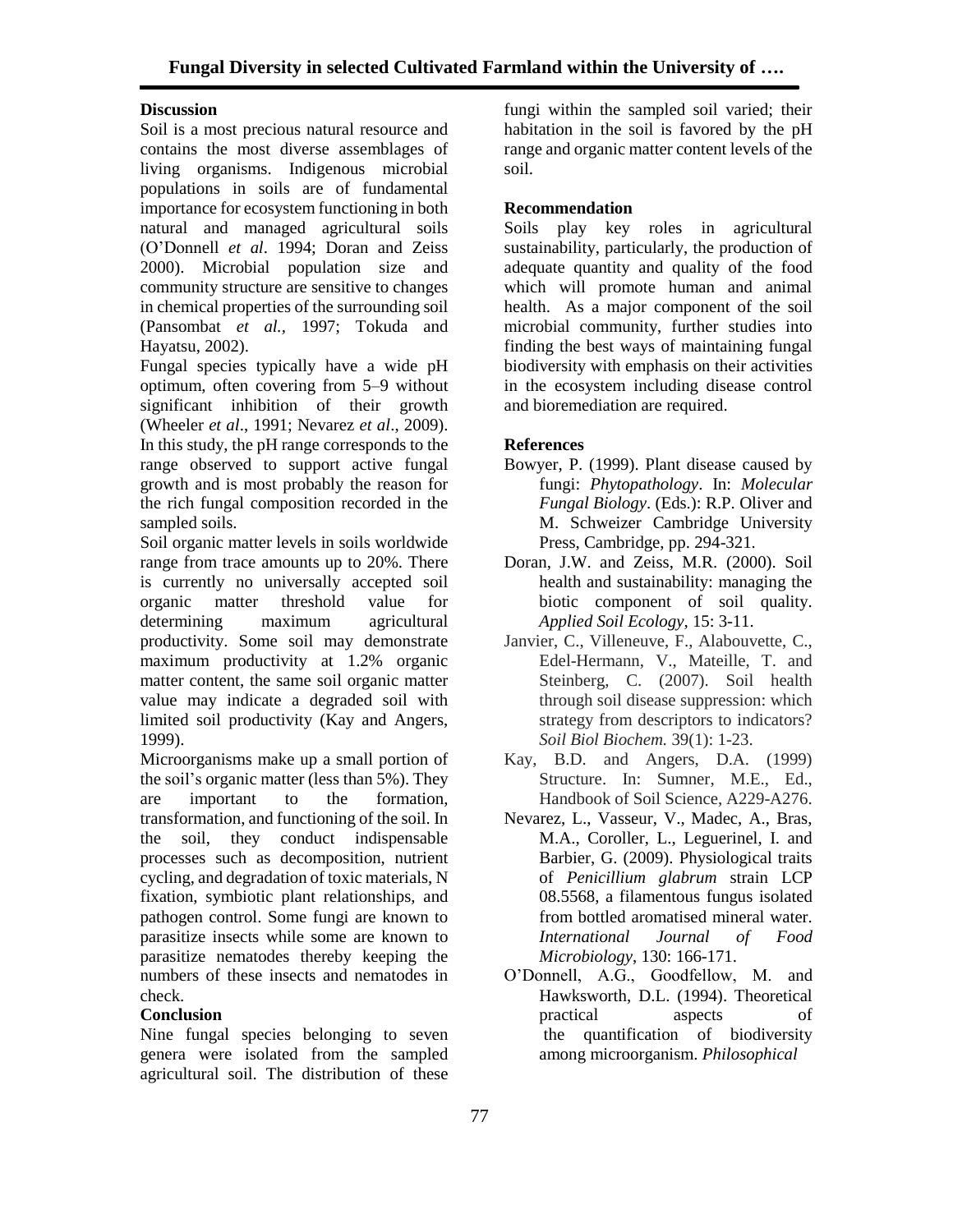## Discussion

Soil is a most precious natural resource and contains the most diverse assemblages of living organisms. Indigenous microbial populations in soils are of fundamental importance for ecosystem functioning in both natural and managed agricultural soils (O'Donnell *et al*. 1994; Doran and Zeiss 2000). Microbial population size and community structure are sensitive to changes in chemical properties of the surrounding soil (Pansombat *et al.,* 1997; Tokuda and Hayatsu, 2002).

Fungal species typically have a wide pH optimum, often covering from 5–9 without significant inhibition of their growth (Wheeler *et al*., 1991; Nevarez *et al*., 2009). In this study, the pH range corresponds to the range observed to support active fungal growth and is most probably the reason for the rich fungal composition recorded in the sampled soils.

Soil organic matter levels in soils worldwide range from trace amounts up to 20%. There is currently no universally accepted soil organic matter threshold value for determining maximum agricultural productivity. Some soil may demonstrate maximum productivity at 1.2% organic matter content, the same soil organic matter value may indicate a degraded soil with limited soil productivity (Kay and Angers, 1999).

Microorganisms make up a small portion of the soil's organic matter (less than 5%). They are important to the formation, transformation, and functioning of the soil. In the soil, they conduct indispensable processes such as decomposition, nutrient cycling, and degradation of toxic materials, N fixation, symbiotic plant relationships, and pathogen control. Some fungi are known to parasitize insects while some are known to parasitize nematodes thereby keeping the numbers of these insects and nematodes in check.

## Conclusion

Nine fungal species belonging to seven genera were isolated from the sampled agricultural soil. The distribution of these fungi within the sampled soil varied; their habitation in the soil is favored by the pH range and organic matter content levels of the soil.

## Recommendation

Soils play key roles in agricultural sustainability, particularly, the production of adequate quantity and quality of the food which will promote human and animal health. As a major component of the soil microbial community, further studies into finding the best ways of maintaining fungal biodiversity with emphasis on their activities in the ecosystem including disease control and bioremediation are required.

## References

Bowyer, P. (1999). Plant disease caused by fungi: *Phytopathology*. In: *Molecular Fungal Biology*. (Eds.): R.P. Oliver and M. Schweizer Cambridge University Press, Cambridge, pp. 294-321.

Doran, J.W. and Zeiss, M.R. (2000). Soil health and sustainability: managing the biotic component of soil quality. *Applied Soil Ecology*, 15: 3-11.

Janvier, C., Villeneuve, F., Alabouvette, C., Edel-Hermann, V., Mateille, T. and Steinberg, C. (2007). Soil health through soil disease suppression: which strategy from descriptors to indicators? *Soil Biol Biochem.* 39(1): 1-23.

Kay, B.D. and Angers, D.A. (1999) Structure. In: Sumner, M.E., Ed., Handbook of Soil Science, A229-A276.

Nevarez, L., Vasseur, V., Madec, A., Bras, M.A., Coroller, L., Leguerinel, I. and Barbier, G. (2009). Physiological traits of *Penicillium glabrum* strain LCP 08.5568, a filamentous fungus isolated from bottled aromatised mineral water. *International Journal of Food Microbiology*, 130: 166-171.

O'Donnell, A.G., Goodfellow, M. and Hawksworth, D.L. (1994). Theoretical practical aspects of the quantification of biodiversity among microorganism. *Philosophical*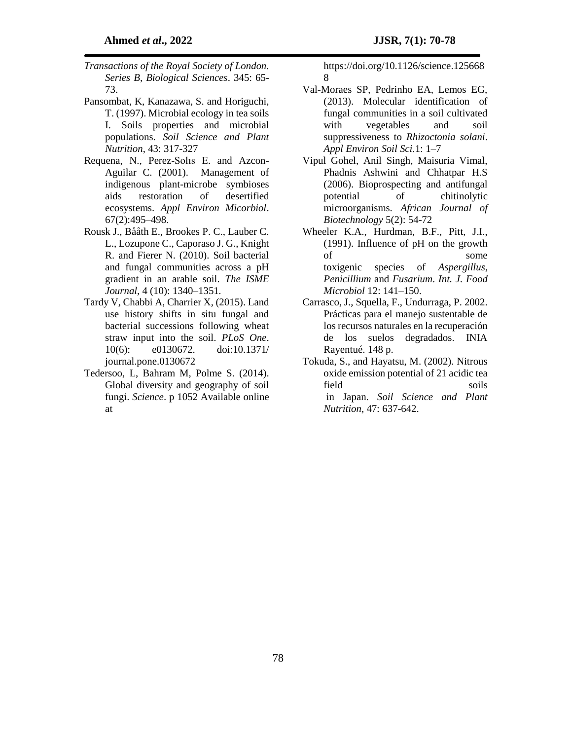*Transactions of the Royal Society of London. Series B, Biological Sciences*. 345: 65-73.

Pansombat, K, Kanazawa, S. and Horiguchi, T. (1997). Microbial ecology in tea soils I. Soils properties and microbial populations. *Soil Science and Plant Nutrition*, 43: 317-327

Requena, N., Perez-Solıs E. and Azcon-Aguilar C. (2001). Management of indigenous plant-microbe symbioses aids restoration of desertified ecosystems. *Appl Environ Micorbiol*. 67(2):495–498.

Rousk J., Bååth E., Brookes P. C., Lauber C. L., Lozupone C., Caporaso J. G., Knight R. and Fierer N. (2010). Soil bacterial and fungal communities across a pH gradient in an arable soil. *The ISME Journal*, 4 (10): 1340–1351.

Tardy V, Chabbi A, Charrier X, (2015). Land use history shifts in situ fungal and bacterial successions following wheat straw input into the soil. *PLoS One*. 10(6): e0130672. doi:10.1371/journal.pone.0130672

Tedersoo, L, Bahram M, Polme S. (2014). Global diversity and geography of soil fungi. *Science*. p 1052 Available online at https://doi.org/10.1126/science.1256688

Val-Moraes SP, Pedrinho EA, Lemos EG, (2013). Molecular identification of fungal communities in a soil cultivated with vegetables and soil suppressiveness to *Rhizoctonia solani*. *Appl Environ Soil Sci*.1: 1–7

Vipul Gohel, Anil Singh, Maisuria Vimal, Phadnis Ashwini and Chhatpar H.S (2006). Bioprospecting and antifungal potential of chitinolytic microorganisms. *African Journal of Biotechnology* 5(2): 54-72

Wheeler K.A., Hurdman, B.F., Pitt, J.I., (1991). Influence of pH on the growth of some toxigenic species of *Aspergillus*, *Penicillium* and *Fusarium*. *Int. J. Food Microbiol* 12: 141–150.

Carrasco, J., Squella, F., Undurraga, P. 2002. Prácticas para el manejo sustentable de los recursos naturales en la recuperación de los suelos degradados. INIA Rayentué. 148 p.

Tokuda, S., and Hayatsu, M. (2002). Nitrous oxide emission potential of 21 acidic tea field soils in Japan. *Soil Science and Plant Nutrition*, 47: 637-642.